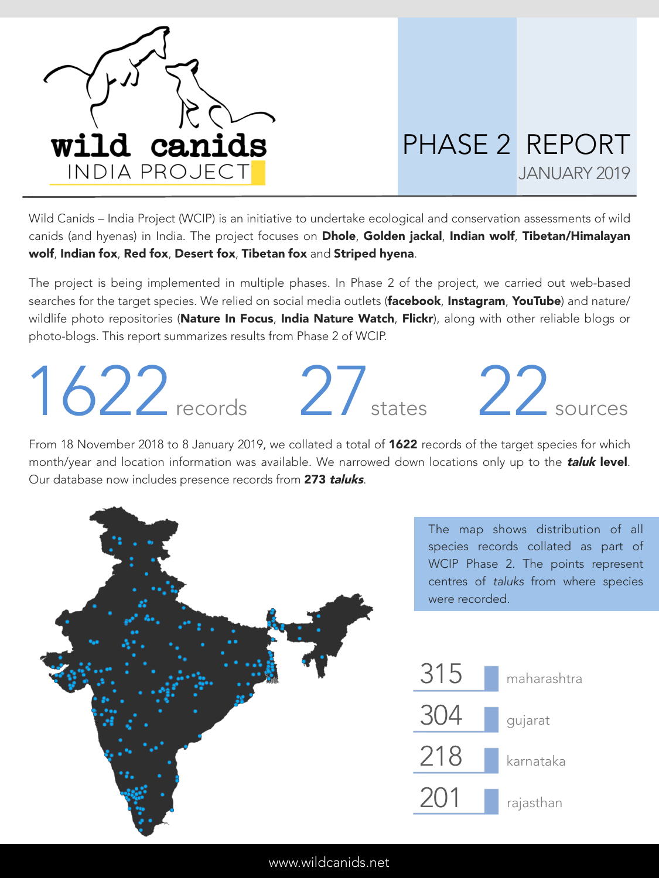# wild canids INDIA PROJECT

# PHASE 2 REPORT

JANUARY 2019

Wild Canids – India Project (WCIP) is an initiative to undertake ecological and conservation assessments of wild canids (and hyenas) in India. The project focuses on **Dhole**, **Golden jackal**, **Indian wolf**, **Tibetan/Himalayan wolf**, **Indian fox**, **Red fox**, **Desert fox**, **Tibetan fox** and **Striped hyena**.

The project is being implemented in multiple phases. In Phase 2 of the project, we carried out web-based searches for the target species. We relied on social media outlets (**facebook**, **Instagram**, **YouTube**) and nature/wildlife photo repositories (**Nature In Focus**, **India Nature Watch**, **Flickr**), along with other reliable blogs or photo-blogs. This report summarizes results from Phase 2 of WCIP.

**1622** records **27** states **22** sources

From 18 November 2018 to 8 January 2019, we collated a total of **1622** records of the target species for which month/year and location information was available. We narrowed down locations only up to the ***taluk* level**. Our database now includes presence records from **273 *taluks***.

The map shows distribution of all species records collated as part of WCIP Phase 2. The points represent centres of *taluks* from where species were recorded.

| Records | State |
|---|---|
| 315 | maharashtra |
| 304 | gujarat |
| 218 | karnataka |
| 201 | rajasthan |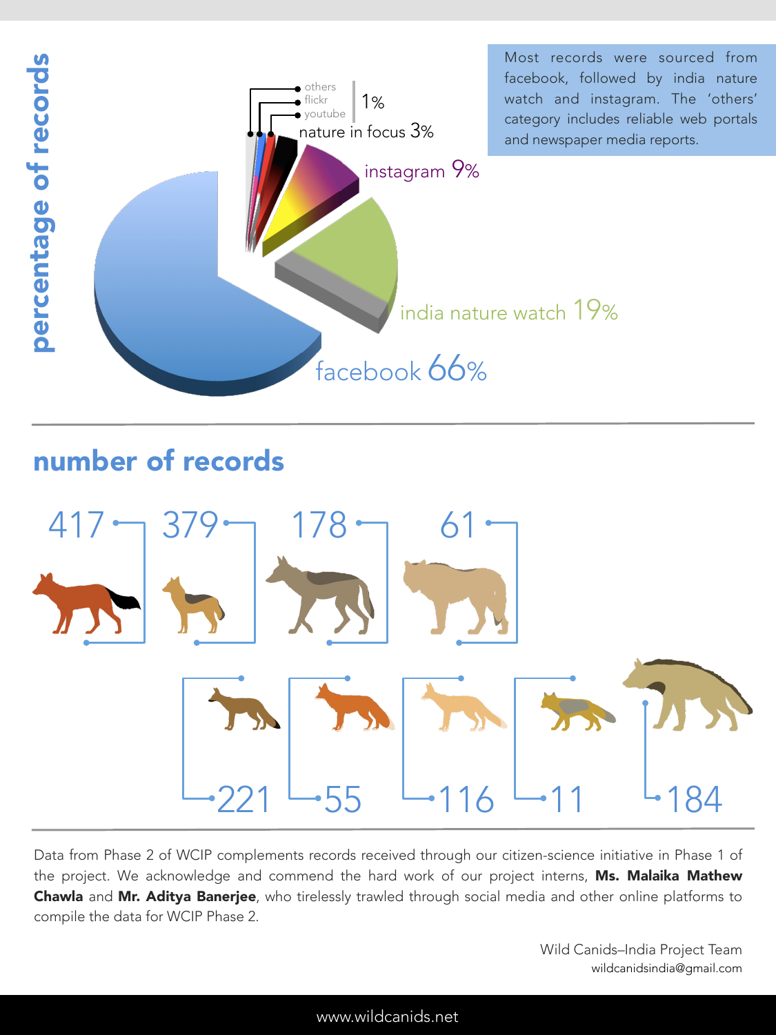## percentage of records

Most records were sourced from facebook, followed by india nature watch and instagram. The 'others' category includes reliable web portals and newspaper media reports.

others
flickr
youtube
1%
nature in focus 3%
instagram 9%
india nature watch 19%
facebook 66%

## number of records

417
379
178
61
221
55
116
11
184

Data from Phase 2 of WCIP complements records received through our citizen-science initiative in Phase 1 of the project. We acknowledge and commend the hard work of our project interns, **Ms. Malaika Mathew Chawla** and **Mr. Aditya Banerjee**, who tirelessly trawled through social media and other online platforms to compile the data for WCIP Phase 2.

Wild Canids–India Project Team
wildcanidsindia@gmail.com

www.wildcanids.net